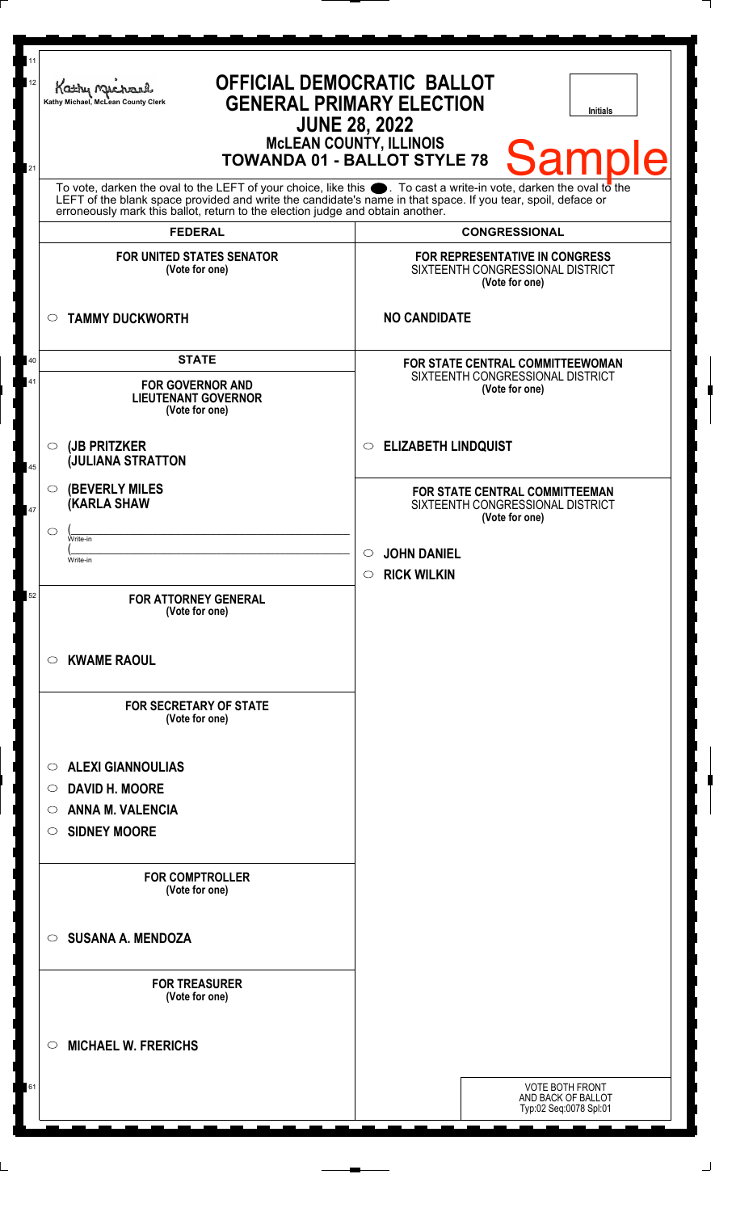Kathy Michael, McLean County Clerk

# OFFICIAL DEMOCRATIC BALLOT
## GENERAL PRIMARY ELECTION
## JUNE 28, 2022
### McLEAN COUNTY, ILLINOIS
### TOWANDA 01 - BALLOT STYLE 78

Initials

**Sample**

To vote, darken the oval to the LEFT of your choice, like this ●. To cast a write-in vote, darken the oval to the LEFT of the blank space provided and write the candidate's name in that space. If you tear, spoil, deface or erroneously mark this ballot, return to the election judge and obtain another.

## FEDERAL

**FOR UNITED STATES SENATOR**
(Vote for one)

○ **TAMMY DUCKWORTH**

## STATE

**FOR GOVERNOR AND LIEUTENANT GOVERNOR**
(Vote for one)

○ **(JB PRITZKER**
**(JULIANA STRATTON**

○ **(BEVERLY MILES**
**(KARLA SHAW**

○ (______________________
Write-in
(______________________
Write-in

**FOR ATTORNEY GENERAL**
(Vote for one)

○ **KWAME RAOUL**

**FOR SECRETARY OF STATE**
(Vote for one)

○ **ALEXI GIANNOULIAS**
○ **DAVID H. MOORE**
○ **ANNA M. VALENCIA**
○ **SIDNEY MOORE**

**FOR COMPTROLLER**
(Vote for one)

○ **SUSANA A. MENDOZA**

**FOR TREASURER**
(Vote for one)

○ **MICHAEL W. FRERICHS**

## CONGRESSIONAL

**FOR REPRESENTATIVE IN CONGRESS**
SIXTEENTH CONGRESSIONAL DISTRICT
(Vote for one)

**NO CANDIDATE**

**FOR STATE CENTRAL COMMITTEEWOMAN**
SIXTEENTH CONGRESSIONAL DISTRICT
(Vote for one)

○ **ELIZABETH LINDQUIST**

**FOR STATE CENTRAL COMMITTEEMAN**
SIXTEENTH CONGRESSIONAL DISTRICT
(Vote for one)

○ **JOHN DANIEL**
○ **RICK WILKIN**

VOTE BOTH FRONT AND BACK OF BALLOT
Typ:02 Seq:0078 Spl:01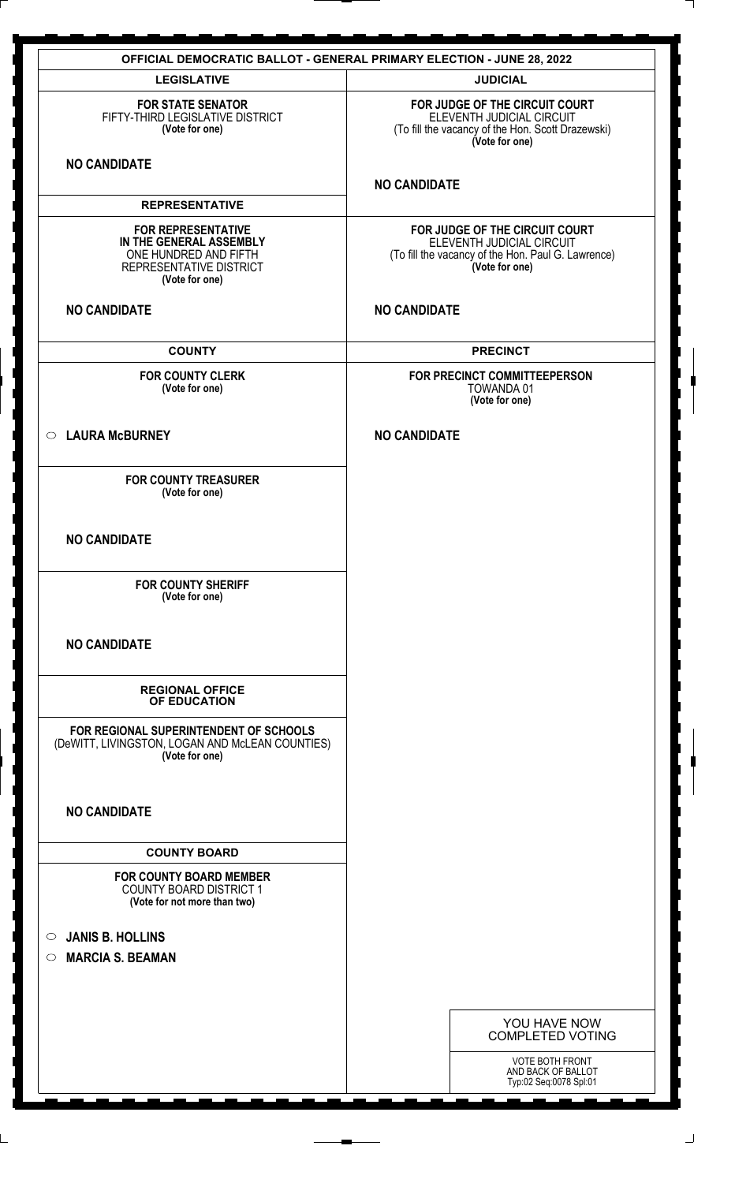# OFFICIAL DEMOCRATIC BALLOT - GENERAL PRIMARY ELECTION - JUNE 28, 2022

## LEGISLATIVE

**FOR STATE SENATOR**
FIFTY-THIRD LEGISLATIVE DISTRICT
**(Vote for one)**

**NO CANDIDATE**

## REPRESENTATIVE

**FOR REPRESENTATIVE IN THE GENERAL ASSEMBLY**
ONE HUNDRED AND FIFTH REPRESENTATIVE DISTRICT
**(Vote for one)**

**NO CANDIDATE**

## COUNTY

**FOR COUNTY CLERK**
**(Vote for one)**

- ○ **LAURA McBURNEY**

**FOR COUNTY TREASURER**
**(Vote for one)**

**NO CANDIDATE**

**FOR COUNTY SHERIFF**
**(Vote for one)**

**NO CANDIDATE**

## REGIONAL OFFICE OF EDUCATION

**FOR REGIONAL SUPERINTENDENT OF SCHOOLS**
(DeWITT, LIVINGSTON, LOGAN AND McLEAN COUNTIES)
**(Vote for one)**

**NO CANDIDATE**

## COUNTY BOARD

**FOR COUNTY BOARD MEMBER**
COUNTY BOARD DISTRICT 1
**(Vote for not more than two)**

- ○ **JANIS B. HOLLINS**
- ○ **MARCIA S. BEAMAN**

## JUDICIAL

**FOR JUDGE OF THE CIRCUIT COURT**
ELEVENTH JUDICIAL CIRCUIT
(To fill the vacancy of the Hon. Scott Drazewski)
**(Vote for one)**

**NO CANDIDATE**

**FOR JUDGE OF THE CIRCUIT COURT**
ELEVENTH JUDICIAL CIRCUIT
(To fill the vacancy of the Hon. Paul G. Lawrence)
**(Vote for one)**

**NO CANDIDATE**

## PRECINCT

**FOR PRECINCT COMMITTEEPERSON**
TOWANDA 01
**(Vote for one)**

**NO CANDIDATE**

YOU HAVE NOW COMPLETED VOTING

VOTE BOTH FRONT AND BACK OF BALLOT
Typ:02 Seq:0078 Spl:01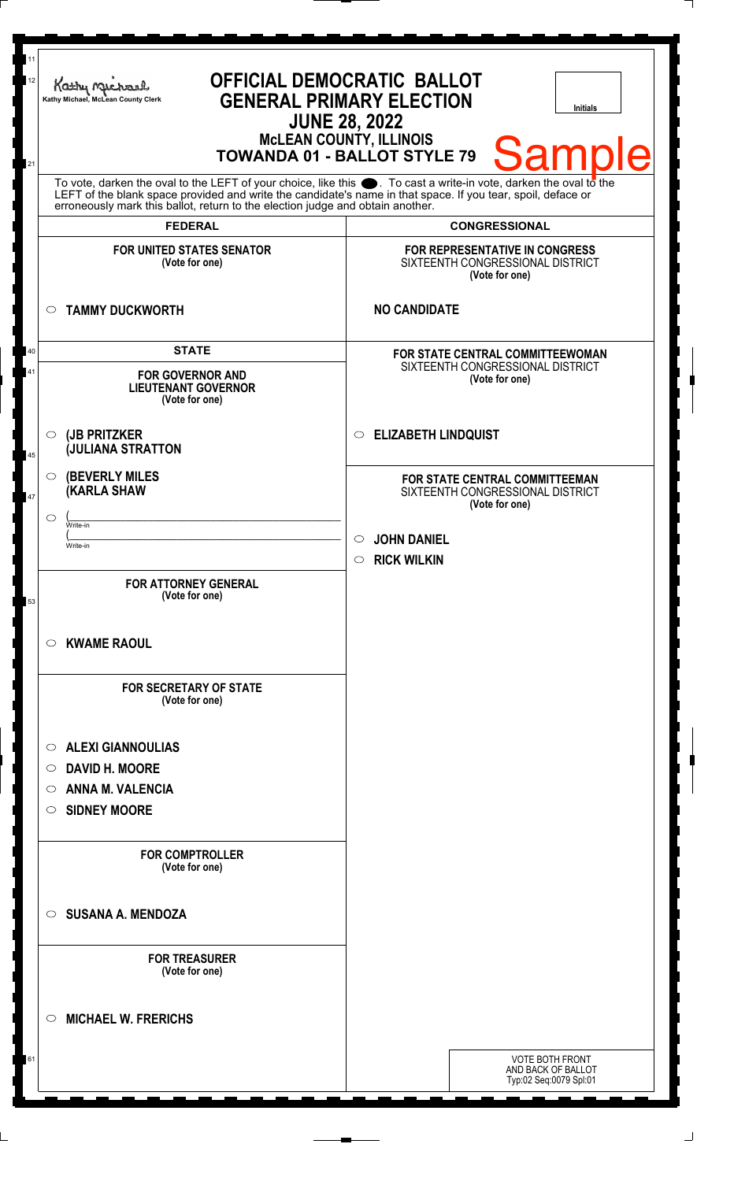Kathy Michael, McLean County Clerk

# OFFICIAL DEMOCRATIC BALLOT
## GENERAL PRIMARY ELECTION
## JUNE 28, 2022
### McLEAN COUNTY, ILLINOIS
### TOWANDA 01 - BALLOT STYLE 79

Initials

Sample

To vote, darken the oval to the LEFT of your choice, like this ⬤. To cast a write-in vote, darken the oval to the LEFT of the blank space provided and write the candidate's name in that space. If you tear, spoil, deface or erroneously mark this ballot, return to the election judge and obtain another.

## FEDERAL

**FOR UNITED STATES SENATOR**
(Vote for one)

- ○ **TAMMY DUCKWORTH**

## STATE

**FOR GOVERNOR AND LIEUTENANT GOVERNOR**
(Vote for one)

- ○ **(JB PRITZKER (JULIANA STRATTON**
- ○ **(BEVERLY MILES (KARLA SHAW**
- ○ (\_\_\_\_\_\_\_\_\_\_ Write-in (\_\_\_\_\_\_\_\_\_\_ Write-in

**FOR ATTORNEY GENERAL**
(Vote for one)

- ○ **KWAME RAOUL**

**FOR SECRETARY OF STATE**
(Vote for one)

- ○ **ALEXI GIANNOULIAS**
- ○ **DAVID H. MOORE**
- ○ **ANNA M. VALENCIA**
- ○ **SIDNEY MOORE**

**FOR COMPTROLLER**
(Vote for one)

- ○ **SUSANA A. MENDOZA**

**FOR TREASURER**
(Vote for one)

- ○ **MICHAEL W. FRERICHS**

## CONGRESSIONAL

**FOR REPRESENTATIVE IN CONGRESS**
SIXTEENTH CONGRESSIONAL DISTRICT
(Vote for one)

**NO CANDIDATE**

**FOR STATE CENTRAL COMMITTEEWOMAN**
SIXTEENTH CONGRESSIONAL DISTRICT
(Vote for one)

- ○ **ELIZABETH LINDQUIST**

**FOR STATE CENTRAL COMMITTEEMAN**
SIXTEENTH CONGRESSIONAL DISTRICT
(Vote for one)

- ○ **JOHN DANIEL**
- ○ **RICK WILKIN**

VOTE BOTH FRONT AND BACK OF BALLOT
Typ:02 Seq:0079 Spl:01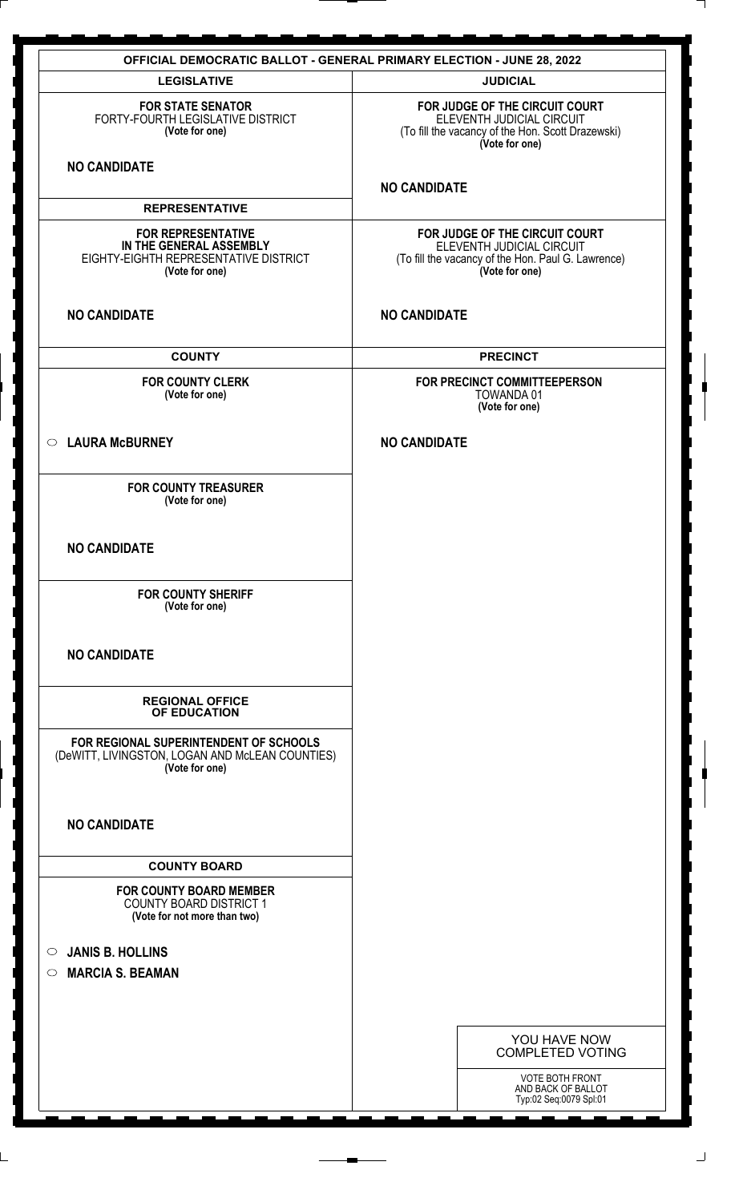## OFFICIAL DEMOCRATIC BALLOT - GENERAL PRIMARY ELECTION - JUNE 28, 2022

### LEGISLATIVE

**FOR STATE SENATOR**
FORTY-FOURTH LEGISLATIVE DISTRICT
**(Vote for one)**

**NO CANDIDATE**

### REPRESENTATIVE

**FOR REPRESENTATIVE IN THE GENERAL ASSEMBLY**
EIGHTY-EIGHTH REPRESENTATIVE DISTRICT
**(Vote for one)**

**NO CANDIDATE**

### COUNTY

**FOR COUNTY CLERK**
**(Vote for one)**

○ **LAURA McBURNEY**

**FOR COUNTY TREASURER**
**(Vote for one)**

**NO CANDIDATE**

**FOR COUNTY SHERIFF**
**(Vote for one)**

**NO CANDIDATE**

### REGIONAL OFFICE OF EDUCATION

**FOR REGIONAL SUPERINTENDENT OF SCHOOLS**
(DeWITT, LIVINGSTON, LOGAN AND McLEAN COUNTIES)
**(Vote for one)**

**NO CANDIDATE**

### COUNTY BOARD

**FOR COUNTY BOARD MEMBER**
COUNTY BOARD DISTRICT 1
**(Vote for not more than two)**

○ **JANIS B. HOLLINS**

○ **MARCIA S. BEAMAN**

### JUDICIAL

**FOR JUDGE OF THE CIRCUIT COURT**
ELEVENTH JUDICIAL CIRCUIT
(To fill the vacancy of the Hon. Scott Drazewski)
**(Vote for one)**

**NO CANDIDATE**

**FOR JUDGE OF THE CIRCUIT COURT**
ELEVENTH JUDICIAL CIRCUIT
(To fill the vacancy of the Hon. Paul G. Lawrence)
**(Vote for one)**

**NO CANDIDATE**

### PRECINCT

**FOR PRECINCT COMMITTEEPERSON**
TOWANDA 01
**(Vote for one)**

**NO CANDIDATE**

YOU HAVE NOW COMPLETED VOTING

VOTE BOTH FRONT AND BACK OF BALLOT
Typ:02 Seq:0079 Spl:01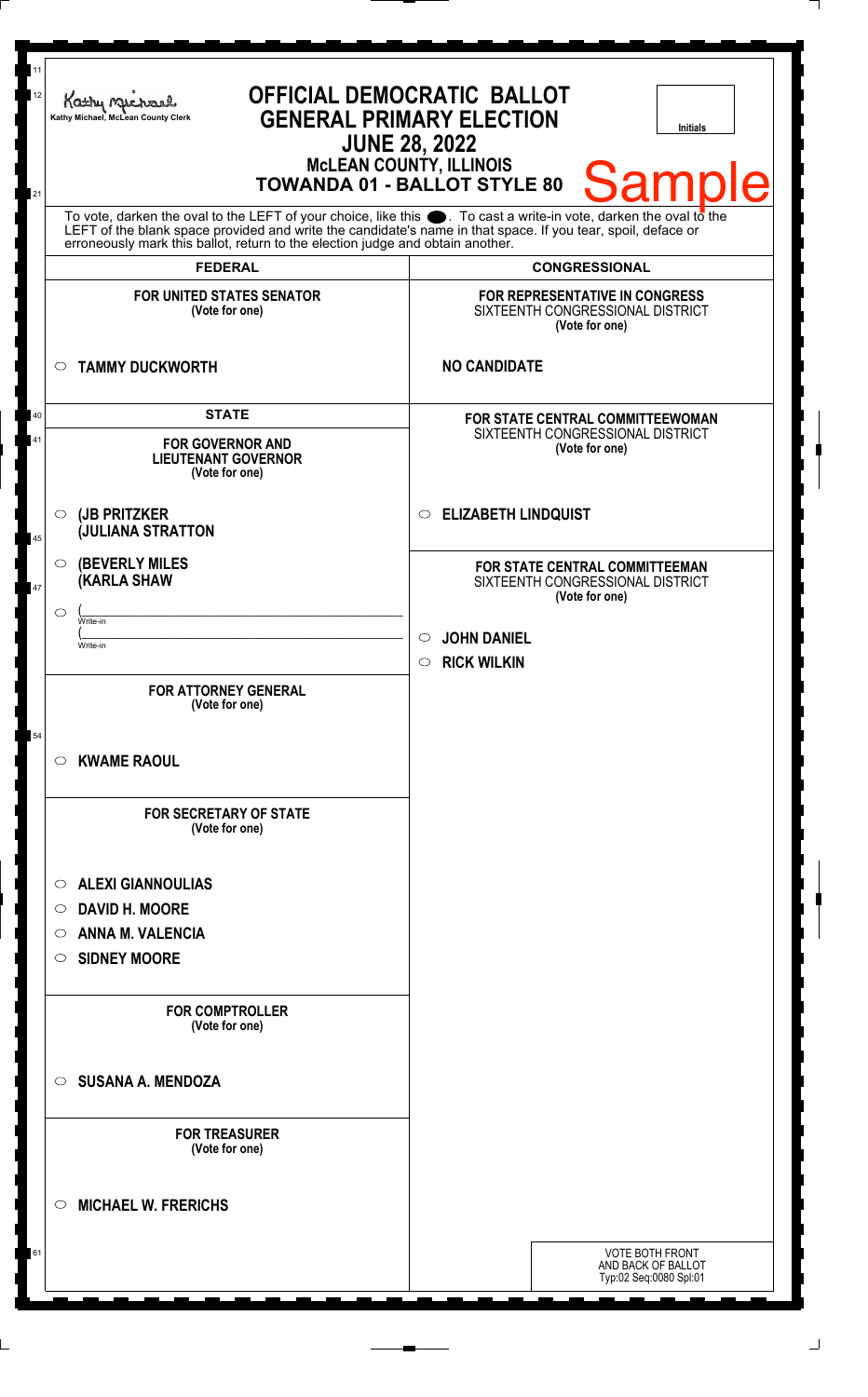Kathy Michael, McLean County Clerk

# OFFICIAL DEMOCRATIC BALLOT
## GENERAL PRIMARY ELECTION
## JUNE 28, 2022
### McLEAN COUNTY, ILLINOIS
### TOWANDA 01 - BALLOT STYLE 80

Initials

Sample

To vote, darken the oval to the LEFT of your choice, like this ●. To cast a write-in vote, darken the oval to the LEFT of the blank space provided and write the candidate's name in that space. If you tear, spoil, deface or erroneously mark this ballot, return to the election judge and obtain another.

## FEDERAL

**FOR UNITED STATES SENATOR**
(Vote for one)

- ○ TAMMY DUCKWORTH

## STATE

**FOR GOVERNOR AND LIEUTENANT GOVERNOR**
(Vote for one)

- ○ (JB PRITZKER
  (JULIANA STRATTON
- ○ (BEVERLY MILES
  (KARLA SHAW
- ○ (______ Write-in
  (______ Write-in

**FOR ATTORNEY GENERAL**
(Vote for one)

- ○ KWAME RAOUL

**FOR SECRETARY OF STATE**
(Vote for one)

- ○ ALEXI GIANNOULIAS
- ○ DAVID H. MOORE
- ○ ANNA M. VALENCIA
- ○ SIDNEY MOORE

**FOR COMPTROLLER**
(Vote for one)

- ○ SUSANA A. MENDOZA

**FOR TREASURER**
(Vote for one)

- ○ MICHAEL W. FRERICHS

## CONGRESSIONAL

**FOR REPRESENTATIVE IN CONGRESS**
SIXTEENTH CONGRESSIONAL DISTRICT
(Vote for one)

NO CANDIDATE

**FOR STATE CENTRAL COMMITTEEWOMAN**
SIXTEENTH CONGRESSIONAL DISTRICT
(Vote for one)

- ○ ELIZABETH LINDQUIST

**FOR STATE CENTRAL COMMITTEEMAN**
SIXTEENTH CONGRESSIONAL DISTRICT
(Vote for one)

- ○ JOHN DANIEL
- ○ RICK WILKIN

VOTE BOTH FRONT AND BACK OF BALLOT
Typ:02 Seq:0080 Spl:01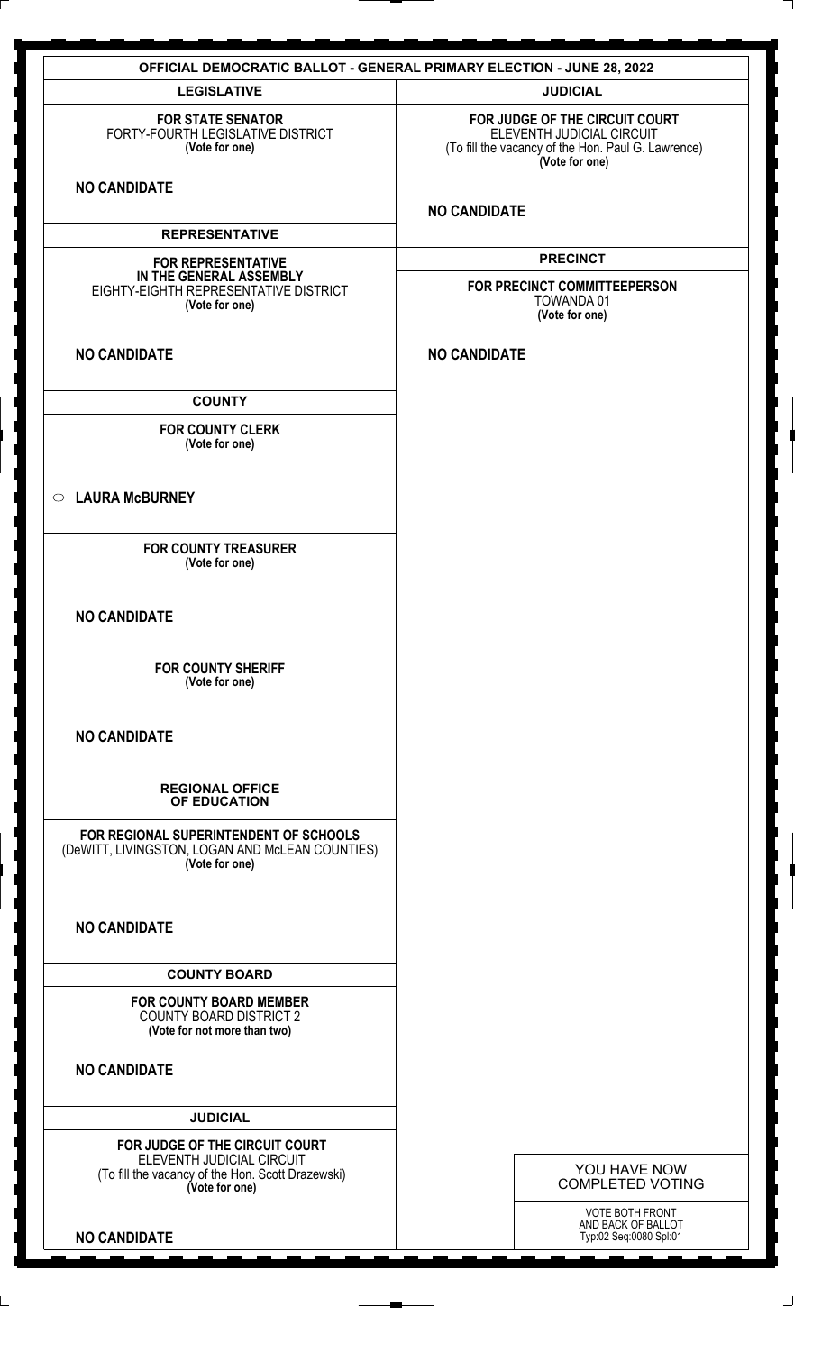# OFFICIAL DEMOCRATIC BALLOT - GENERAL PRIMARY ELECTION - JUNE 28, 2022

## LEGISLATIVE

**FOR STATE SENATOR**
FORTY-FOURTH LEGISLATIVE DISTRICT
**(Vote for one)**

**NO CANDIDATE**

## REPRESENTATIVE

**FOR REPRESENTATIVE IN THE GENERAL ASSEMBLY**
EIGHTY-EIGHTH REPRESENTATIVE DISTRICT
**(Vote for one)**

**NO CANDIDATE**

## COUNTY

**FOR COUNTY CLERK**
**(Vote for one)**

○ **LAURA McBURNEY**

**FOR COUNTY TREASURER**
**(Vote for one)**

**NO CANDIDATE**

**FOR COUNTY SHERIFF**
**(Vote for one)**

**NO CANDIDATE**

## REGIONAL OFFICE OF EDUCATION

**FOR REGIONAL SUPERINTENDENT OF SCHOOLS**
(DeWITT, LIVINGSTON, LOGAN AND McLEAN COUNTIES)
**(Vote for one)**

**NO CANDIDATE**

## COUNTY BOARD

**FOR COUNTY BOARD MEMBER**
COUNTY BOARD DISTRICT 2
**(Vote for not more than two)**

**NO CANDIDATE**

## JUDICIAL

**FOR JUDGE OF THE CIRCUIT COURT**
ELEVENTH JUDICIAL CIRCUIT
(To fill the vacancy of the Hon. Scott Drazewski)
**(Vote for one)**

**NO CANDIDATE**

## JUDICIAL

**FOR JUDGE OF THE CIRCUIT COURT**
ELEVENTH JUDICIAL CIRCUIT
(To fill the vacancy of the Hon. Paul G. Lawrence)
**(Vote for one)**

**NO CANDIDATE**

## PRECINCT

**FOR PRECINCT COMMITTEEPERSON**
TOWANDA 01
**(Vote for one)**

**NO CANDIDATE**

YOU HAVE NOW COMPLETED VOTING

VOTE BOTH FRONT AND BACK OF BALLOT
Typ:02 Seq:0080 Spl:01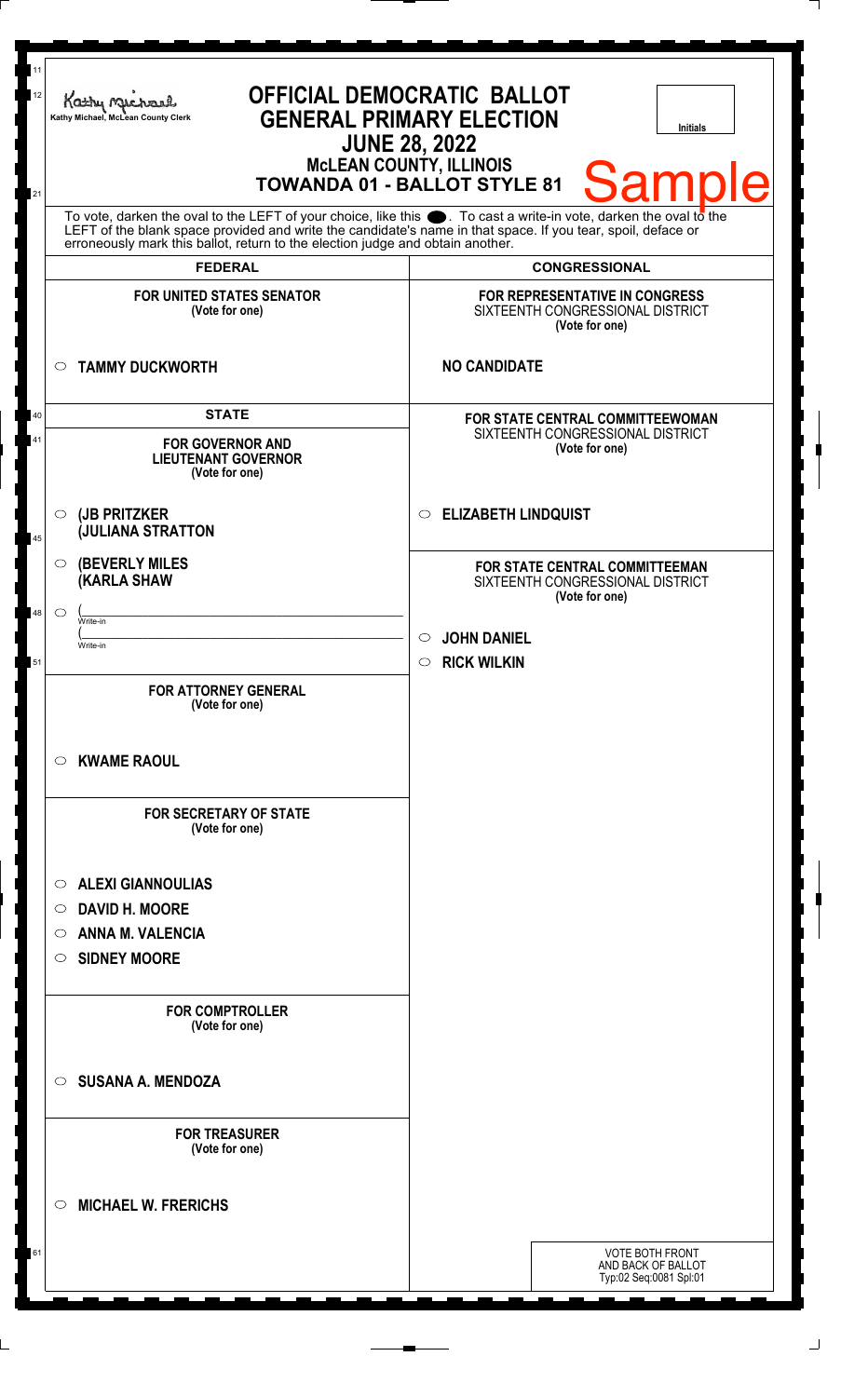Kathy Michael, McLean County Clerk

# OFFICIAL DEMOCRATIC BALLOT
## GENERAL PRIMARY ELECTION
## JUNE 28, 2022
### McLEAN COUNTY, ILLINOIS
### TOWANDA 01 - BALLOT STYLE 81

Initials

Sample

To vote, darken the oval to the LEFT of your choice, like this ⬤. To cast a write-in vote, darken the oval to the LEFT of the blank space provided and write the candidate's name in that space. If you tear, spoil, deface or erroneously mark this ballot, return to the election judge and obtain another.

## FEDERAL

**FOR UNITED STATES SENATOR**
**(Vote for one)**

○ **TAMMY DUCKWORTH**

## STATE

**FOR GOVERNOR AND LIEUTENANT GOVERNOR**
**(Vote for one)**

○ **(JB PRITZKER**
**(JULIANA STRATTON**

○ **(BEVERLY MILES**
**(KARLA SHAW**

○ (______________________
Write-in
(______________________
Write-in

**FOR ATTORNEY GENERAL**
**(Vote for one)**

○ **KWAME RAOUL**

**FOR SECRETARY OF STATE**
**(Vote for one)**

○ **ALEXI GIANNOULIAS**
○ **DAVID H. MOORE**
○ **ANNA M. VALENCIA**
○ **SIDNEY MOORE**

**FOR COMPTROLLER**
**(Vote for one)**

○ **SUSANA A. MENDOZA**

**FOR TREASURER**
**(Vote for one)**

○ **MICHAEL W. FRERICHS**

## CONGRESSIONAL

**FOR REPRESENTATIVE IN CONGRESS**
SIXTEENTH CONGRESSIONAL DISTRICT
**(Vote for one)**

**NO CANDIDATE**

**FOR STATE CENTRAL COMMITTEEWOMAN**
SIXTEENTH CONGRESSIONAL DISTRICT
**(Vote for one)**

○ **ELIZABETH LINDQUIST**

**FOR STATE CENTRAL COMMITTEEMAN**
SIXTEENTH CONGRESSIONAL DISTRICT
**(Vote for one)**

○ **JOHN DANIEL**
○ **RICK WILKIN**

VOTE BOTH FRONT AND BACK OF BALLOT
Typ:02 Seq:0081 Spl:01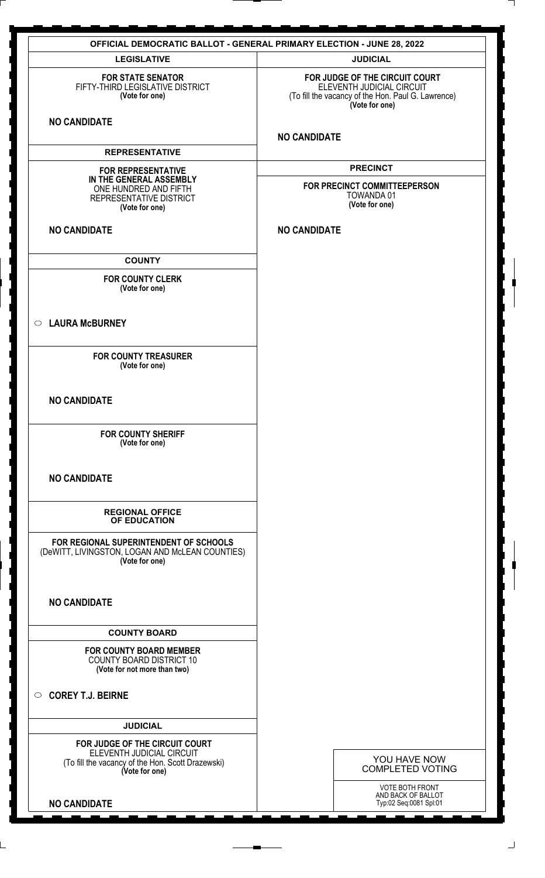# OFFICIAL DEMOCRATIC BALLOT - GENERAL PRIMARY ELECTION - JUNE 28, 2022

## LEGISLATIVE

**FOR STATE SENATOR**
FIFTY-THIRD LEGISLATIVE DISTRICT
**(Vote for one)**

**NO CANDIDATE**

## REPRESENTATIVE

**FOR REPRESENTATIVE IN THE GENERAL ASSEMBLY**
ONE HUNDRED AND FIFTH REPRESENTATIVE DISTRICT
**(Vote for one)**

**NO CANDIDATE**

## COUNTY

**FOR COUNTY CLERK**
**(Vote for one)**

○ **LAURA McBURNEY**

**FOR COUNTY TREASURER**
**(Vote for one)**

**NO CANDIDATE**

**FOR COUNTY SHERIFF**
**(Vote for one)**

**NO CANDIDATE**

## REGIONAL OFFICE OF EDUCATION

**FOR REGIONAL SUPERINTENDENT OF SCHOOLS**
(DeWITT, LIVINGSTON, LOGAN AND McLEAN COUNTIES)
**(Vote for one)**

**NO CANDIDATE**

## COUNTY BOARD

**FOR COUNTY BOARD MEMBER**
COUNTY BOARD DISTRICT 10
**(Vote for not more than two)**

○ **COREY T.J. BEIRNE**

## JUDICIAL

**FOR JUDGE OF THE CIRCUIT COURT**
ELEVENTH JUDICIAL CIRCUIT
(To fill the vacancy of the Hon. Scott Drazewski)
**(Vote for one)**

**NO CANDIDATE**

## JUDICIAL

**FOR JUDGE OF THE CIRCUIT COURT**
ELEVENTH JUDICIAL CIRCUIT
(To fill the vacancy of the Hon. Paul G. Lawrence)
**(Vote for one)**

**NO CANDIDATE**

## PRECINCT

**FOR PRECINCT COMMITTEEPERSON**
TOWANDA 01
**(Vote for one)**

**NO CANDIDATE**

YOU HAVE NOW COMPLETED VOTING

VOTE BOTH FRONT AND BACK OF BALLOT
Typ:02 Seq:0081 Spl:01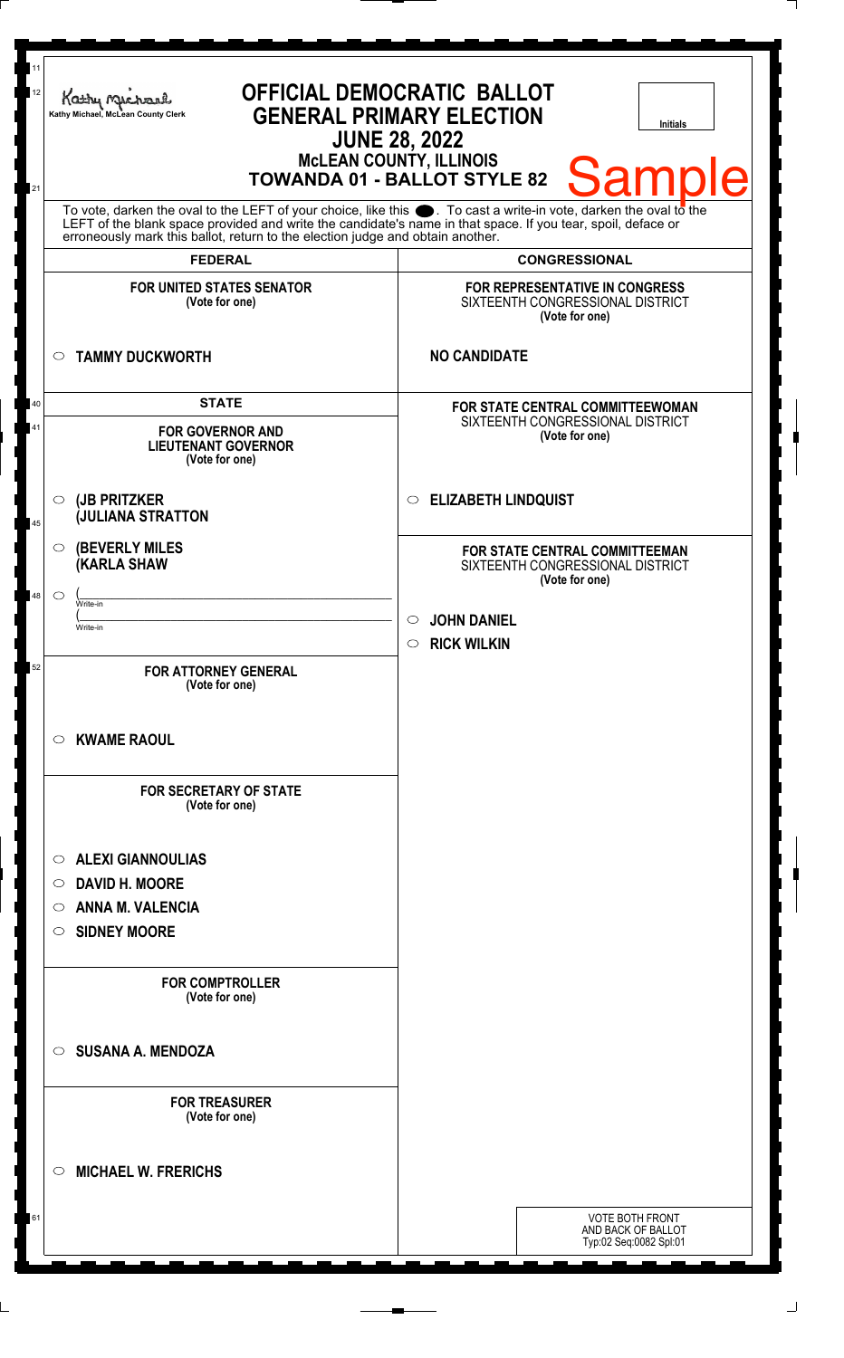Kathy Michael, McLean County Clerk

# OFFICIAL DEMOCRATIC BALLOT
## GENERAL PRIMARY ELECTION
### JUNE 28, 2022
### McLEAN COUNTY, ILLINOIS
### TOWANDA 01 - BALLOT STYLE 82

Initials

Sample

To vote, darken the oval to the LEFT of your choice, like this ●. To cast a write-in vote, darken the oval to the LEFT of the blank space provided and write the candidate's name in that space. If you tear, spoil, deface or erroneously mark this ballot, return to the election judge and obtain another.

## FEDERAL

**FOR UNITED STATES SENATOR**
**(Vote for one)**

○ **TAMMY DUCKWORTH**

## STATE

**FOR GOVERNOR AND LIEUTENANT GOVERNOR**
**(Vote for one)**

○ **(JB PRITZKER**
**(JULIANA STRATTON**

○ **(BEVERLY MILES**
**(KARLA SHAW**

○ (____________________
Write-in
(____________________
Write-in

**FOR ATTORNEY GENERAL**
**(Vote for one)**

○ **KWAME RAOUL**

**FOR SECRETARY OF STATE**
**(Vote for one)**

○ **ALEXI GIANNOULIAS**
○ **DAVID H. MOORE**
○ **ANNA M. VALENCIA**
○ **SIDNEY MOORE**

**FOR COMPTROLLER**
**(Vote for one)**

○ **SUSANA A. MENDOZA**

**FOR TREASURER**
**(Vote for one)**

○ **MICHAEL W. FRERICHS**

## CONGRESSIONAL

**FOR REPRESENTATIVE IN CONGRESS**
SIXTEENTH CONGRESSIONAL DISTRICT
**(Vote for one)**

**NO CANDIDATE**

**FOR STATE CENTRAL COMMITTEEWOMAN**
SIXTEENTH CONGRESSIONAL DISTRICT
**(Vote for one)**

○ **ELIZABETH LINDQUIST**

**FOR STATE CENTRAL COMMITTEEMAN**
SIXTEENTH CONGRESSIONAL DISTRICT
**(Vote for one)**

○ **JOHN DANIEL**
○ **RICK WILKIN**

VOTE BOTH FRONT AND BACK OF BALLOT
Typ:02 Seq:0082 Spl:01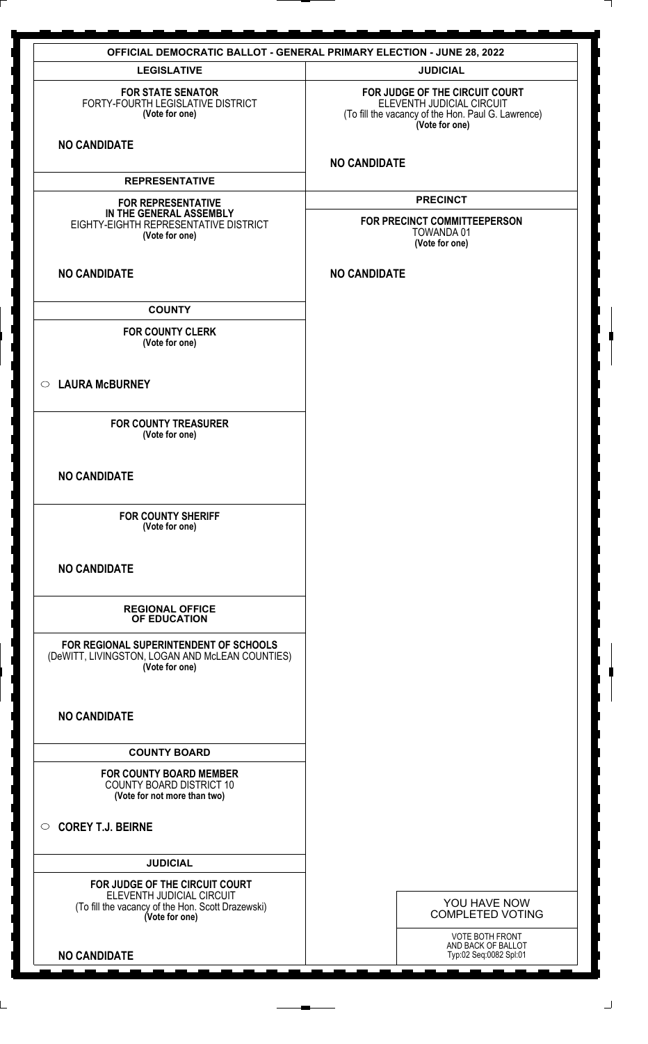# OFFICIAL DEMOCRATIC BALLOT - GENERAL PRIMARY ELECTION - JUNE 28, 2022

## LEGISLATIVE

**FOR STATE SENATOR**
FORTY-FOURTH LEGISLATIVE DISTRICT
**(Vote for one)**

**NO CANDIDATE**

## REPRESENTATIVE

**FOR REPRESENTATIVE IN THE GENERAL ASSEMBLY**
EIGHTY-EIGHTH REPRESENTATIVE DISTRICT
**(Vote for one)**

**NO CANDIDATE**

## COUNTY

**FOR COUNTY CLERK**
**(Vote for one)**

○ **LAURA McBURNEY**

**FOR COUNTY TREASURER**
**(Vote for one)**

**NO CANDIDATE**

**FOR COUNTY SHERIFF**
**(Vote for one)**

**NO CANDIDATE**

## REGIONAL OFFICE OF EDUCATION

**FOR REGIONAL SUPERINTENDENT OF SCHOOLS**
(DeWITT, LIVINGSTON, LOGAN AND McLEAN COUNTIES)
**(Vote for one)**

**NO CANDIDATE**

## COUNTY BOARD

**FOR COUNTY BOARD MEMBER**
COUNTY BOARD DISTRICT 10
**(Vote for not more than two)**

○ **COREY T.J. BEIRNE**

## JUDICIAL

**FOR JUDGE OF THE CIRCUIT COURT**
ELEVENTH JUDICIAL CIRCUIT
(To fill the vacancy of the Hon. Scott Drazewski)
**(Vote for one)**

**NO CANDIDATE**

## JUDICIAL

**FOR JUDGE OF THE CIRCUIT COURT**
ELEVENTH JUDICIAL CIRCUIT
(To fill the vacancy of the Hon. Paul G. Lawrence)
**(Vote for one)**

**NO CANDIDATE**

## PRECINCT

**FOR PRECINCT COMMITTEEPERSON**
TOWANDA 01
**(Vote for one)**

**NO CANDIDATE**

YOU HAVE NOW COMPLETED VOTING

VOTE BOTH FRONT AND BACK OF BALLOT
Typ:02 Seq:0082 Spl:01